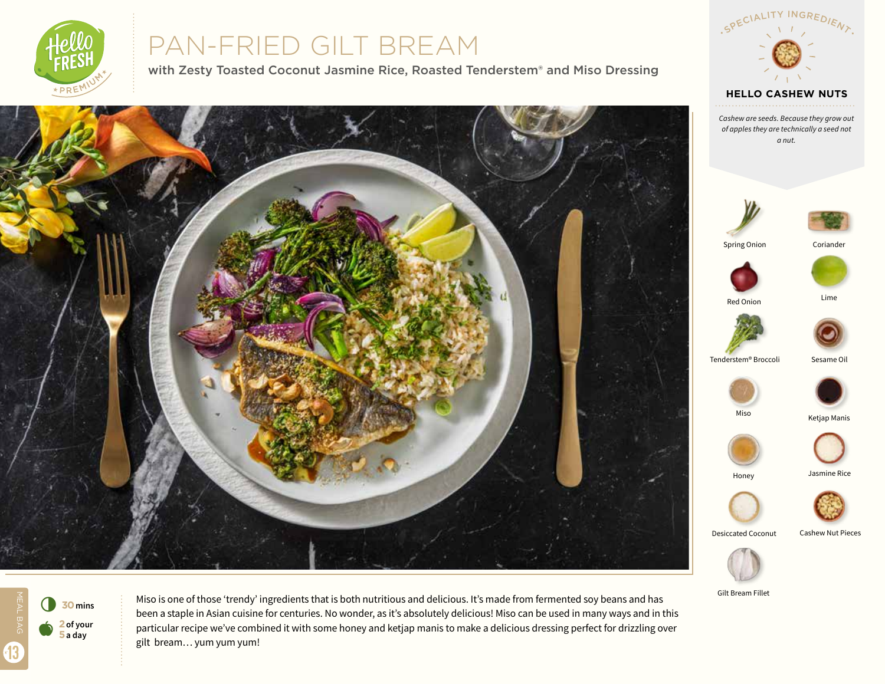# PAN-FRIED GILT BREAM

## with Zesty Toasted Coconut Jasmine Rice, Roasted Tenderstem® and Miso Dressing

### SPECIALITY INGREDIENT

**HELLO CASHEW NUTS**

*Cashew are seeds. Because they grow out of apples they are technically a seed not a nut.*

- Spring Onion
- Coriander
- Red Onion
- Lime
- Tenderstem® Broccoli
- Sesame Oil
- Miso
- Ketjap Manis
- Honey
- Jasmine Rice
- Desiccated Coconut
- Cashew Nut Pieces
- Gilt Bream Fillet

MEAL BAG 13

30 mins

2 of your 5 a day

Miso is one of those 'trendy' ingredients that is both nutritious and delicious. It's made from fermented soy beans and has been a staple in Asian cuisine for centuries. No wonder, as it's absolutely delicious! Miso can be used in many ways and in this particular recipe we've combined it with some honey and ketjap manis to make a delicious dressing perfect for drizzling over gilt bream… yum yum yum!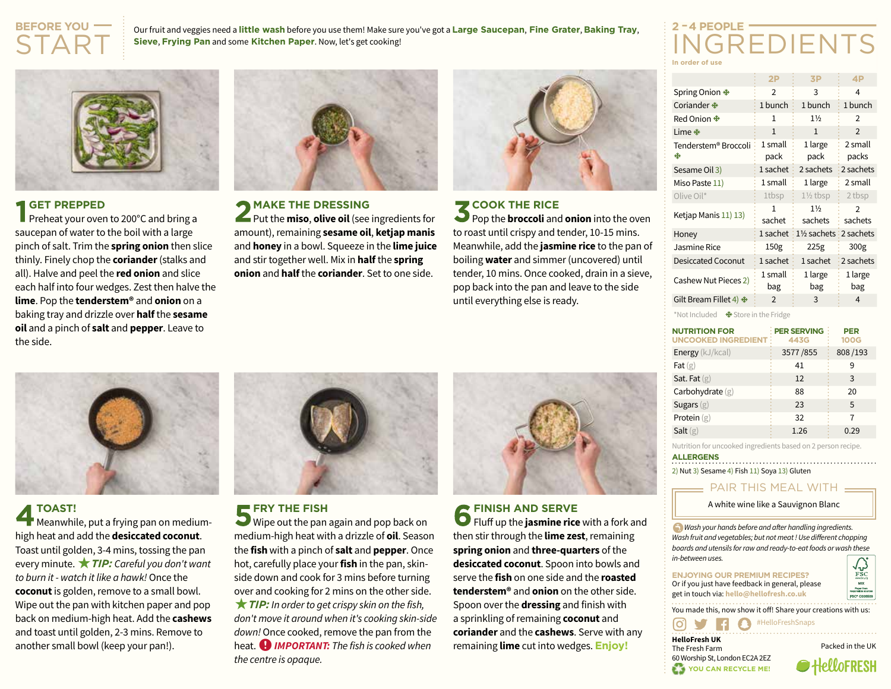## BEFORE YOU START

Our fruit and veggies need a **little wash** before you use them! Make sure you've got a **Large Saucepan**, **Fine Grater**, **Baking Tray**, **Sieve**, **Frying Pan** and some **Kitchen Paper**. Now, let's get cooking!

### 1 GET PREPPED

Preheat your oven to 200°C and bring a saucepan of water to the boil with a large pinch of salt. Trim the **spring onion** then slice thinly. Finely chop the **coriander** (stalks and all). Halve and peel the **red onion** and slice each half into four wedges. Zest then halve the **lime**. Pop the **tenderstem®** and **onion** on a baking tray and drizzle over **half** the **sesame oil** and a pinch of **salt** and **pepper**. Leave to the side.

### 2 MAKE THE DRESSING

Put the **miso**, **olive oil** (see ingredients for amount), remaining **sesame oil**, **ketjap manis** and **honey** in a bowl. Squeeze in the **lime juice** and stir together well. Mix in **half** the **spring onion** and **half** the **coriander**. Set to one side.

### 3 COOK THE RICE

Pop the **broccoli** and **onion** into the oven to roast until crispy and tender, 10-15 mins. Meanwhile, add the **jasmine rice** to the pan of boiling **water** and simmer (uncovered) until tender, 10 mins. Once cooked, drain in a sieve, pop back into the pan and leave to the side until everything else is ready.

### 4 TOAST!

Meanwhile, put a frying pan on medium-high heat and add the **desiccated coconut**. Toast until golden, 3-4 mins, tossing the pan every minute. ★ ***TIP:*** *Careful you don't want to burn it - watch it like a hawk!* Once the **coconut** is golden, remove to a small bowl. Wipe out the pan with kitchen paper and pop back on medium-high heat. Add the **cashews** and toast until golden, 2-3 mins. Remove to another small bowl (keep your pan!).

### 5 FRY THE FISH

Wipe out the pan again and pop back on medium-high heat with a drizzle of **oil**. Season the **fish** with a pinch of **salt** and **pepper**. Once hot, carefully place your **fish** in the pan, skin-side down and cook for 3 mins before turning over and cooking for 2 mins on the other side. ★ ***TIP:*** *In order to get crispy skin on the fish, don't move it around when it's cooking skin-side down!* Once cooked, remove the pan from the heat. ***IMPORTANT:*** *The fish is cooked when the centre is opaque.*

### 6 FINISH AND SERVE

Fluff up the **jasmine rice** with a fork and then stir through the **lime zest**, remaining **spring onion** and **three-quarters** of the **desiccated coconut**. Spoon into bowls and serve the **fish** on one side and the **roasted tenderstem®** and **onion** on the other side. Spoon over the **dressing** and finish with a sprinkling of remaining **coconut** and **coriander** and the **cashews**. Serve with any remaining **lime** cut into wedges. **Enjoy!**

## 2 - 4 PEOPLE INGREDIENTS

In order of use

| | 2P | 3P | 4P |
|---|---|---|---|
| Spring Onion ❉ | 2 | 3 | 4 |
| Coriander ❉ | 1 bunch | 1 bunch | 1 bunch |
| Red Onion ❉ | 1 | 1½ | 2 |
| Lime ❉ | 1 | 1 | 2 |
| Tenderstem® Broccoli ❉ | 1 small pack | 1 large pack | 2 small packs |
| Sesame Oil 3) | 1 sachet | 2 sachets | 2 sachets |
| Miso Paste 11) | 1 small | 1 large | 2 small |
| Olive Oil* | 1tbsp | 1½ tbsp | 2 tbsp |
| Ketjap Manis 11) 13) | 1 sachet | 1½ sachets | 2 sachets |
| Honey | 1 sachet | 1½ sachets | 2 sachets |
| Jasmine Rice | 150g | 225g | 300g |
| Desiccated Coconut | 1 sachet | 1 sachet | 2 sachets |
| Cashew Nut Pieces 2) | 1 small bag | 1 large bag | 1 large bag |
| Gilt Bream Fillet 4) ❉ | 2 | 3 | 4 |

*Not Included ❉ Store in the Fridge

| NUTRITION FOR UNCOOKED INGREDIENT | PER SERVING 443G | PER 100G |
|---|---|---|
| Energy (kJ/kcal) | 3577 /855 | 808 /193 |
| Fat (g) | 41 | 9 |
| Sat. Fat (g) | 12 | 3 |
| Carbohydrate (g) | 88 | 20 |
| Sugars (g) | 23 | 5 |
| Protein (g) | 32 | 7 |
| Salt (g) | 1.26 | 0.29 |

Nutrition for uncooked ingredients based on 2 person recipe.

**ALLERGENS**

2) Nut 3) Sesame 4) Fish 11) Soya 13) Gluten

**PAIR THIS MEAL WITH**

A white wine like a Sauvignon Blanc

*Wash your hands before and after handling ingredients. Wash fruit and vegetables; but not meat ! Use different chopping boards and utensils for raw and ready-to-eat foods or wash these in-between uses.*

**ENJOYING OUR PREMIUM RECIPES?**
Or if you just have feedback in general, please get in touch via: hello@hellofresh.co.uk

You made this, now show it off! Share your creations with us: #HelloFreshSnaps

**HelloFresh UK**
The Fresh Farm
60 Worship St, London EC2A 2EZ

YOU CAN RECYCLE ME!

Packed in the UK

HelloFRESH